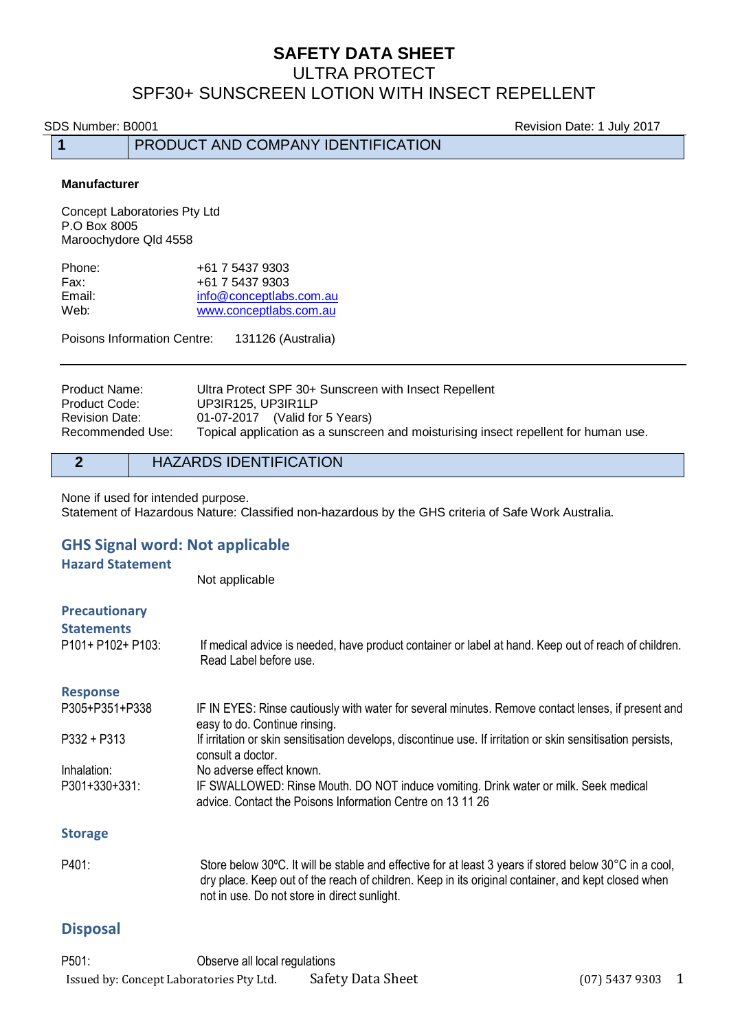# SAFETY DATA SHEET

## ULTRA PROTECT

## SPF30+ SUNSCREEN LOTION WITH INSECT REPELLENT

SDS Number: B0001 Revision Date: 1 July 2017

## 1 PRODUCT AND COMPANY IDENTIFICATION

**Manufacturer**

Concept Laboratories Pty Ltd
P.O Box 8005
Maroochydore Qld 4558

| | |
|---|---|
| Phone: | +61 7 5437 9303 |
| Fax: | +61 7 5437 9303 |
| Email: | info@conceptlabs.com.au |
| Web: | www.conceptlabs.com.au |

Poisons Information Centre: 131126 (Australia)

| | |
|---|---|
| Product Name: | Ultra Protect SPF 30+ Sunscreen with Insect Repellent |
| Product Code: | UP3IR125, UP3IR1LP |
| Revision Date: | 01-07-2017 (Valid for 5 Years) |
| Recommended Use: | Topical application as a sunscreen and moisturising insect repellent for human use. |

## 2 HAZARDS IDENTIFICATION

None if used for intended purpose.
Statement of Hazardous Nature: Classified non-hazardous by the GHS criteria of Safe Work Australia.

### GHS Signal word: Not applicable

**Hazard Statement**

Not applicable

**Precautionary Statements**

| | |
|---|---|
| P101+ P102+ P103: | If medical advice is needed, have product container or label at hand. Keep out of reach of children. Read Label before use. |

**Response**

| | |
|---|---|
| P305+P351+P338 | IF IN EYES: Rinse cautiously with water for several minutes. Remove contact lenses, if present and easy to do. Continue rinsing. |
| P332 + P313 | If irritation or skin sensitisation develops, discontinue use. If irritation or skin sensitisation persists, consult a doctor. |
| Inhalation: | No adverse effect known. |
| P301+330+331: | IF SWALLOWED: Rinse Mouth. DO NOT induce vomiting. Drink water or milk. Seek medical advice. Contact the Poisons Information Centre on 13 11 26 |

**Storage**

| | |
|---|---|
| P401: | Store below 30ºC. It will be stable and effective for at least 3 years if stored below 30°C in a cool, dry place. Keep out of the reach of children. Keep in its original container, and kept closed when not in use. Do not store in direct sunlight. |

### Disposal

| | |
|---|---|
| P501: | Observe all local regulations |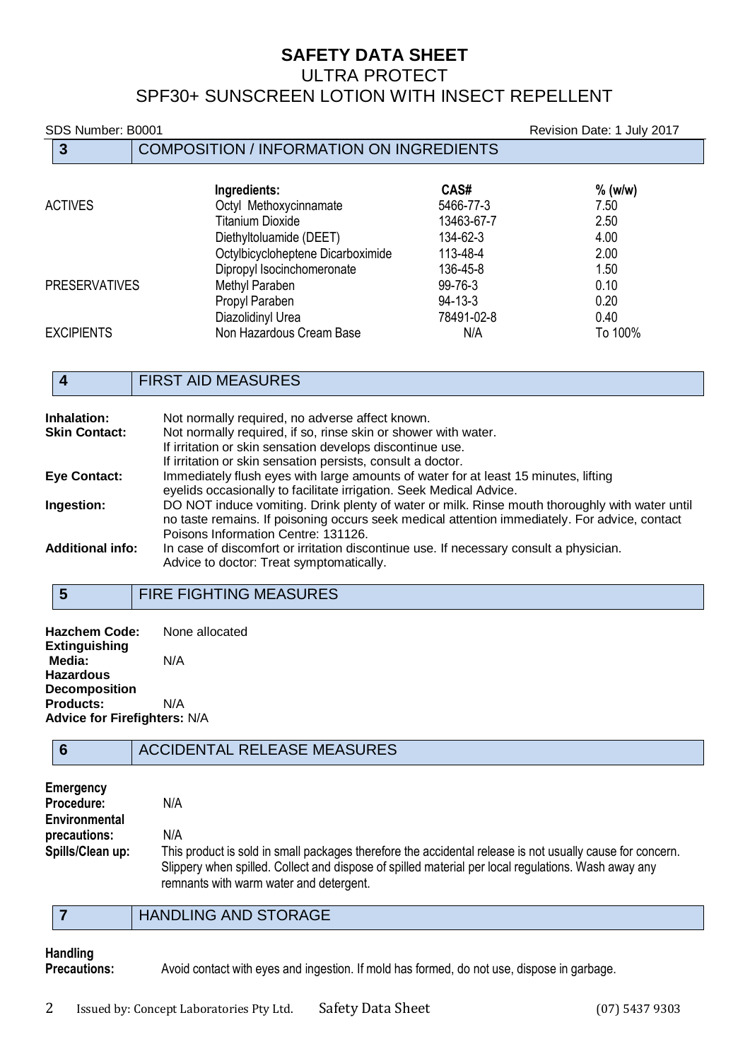# SAFETY DATA SHEET
## ULTRA PROTECT
## SPF30+ SUNSCREEN LOTION WITH INSECT REPELLENT

SDS Number: B0001 Revision Date: 1 July 2017

## 3 COMPOSITION / INFORMATION ON INGREDIENTS

| | Ingredients: | CAS# | % (w/w) |
|---|---|---|---|
| ACTIVES | Octyl Methoxycinnamate | 5466-77-3 | 7.50 |
| | Titanium Dioxide | 13463-67-7 | 2.50 |
| | Diethyltoluamide (DEET) | 134-62-3 | 4.00 |
| | Octylbicycloheptene Dicarboximide | 113-48-4 | 2.00 |
| | Dipropyl Isocinchomeronate | 136-45-8 | 1.50 |
| PRESERVATIVES | Methyl Paraben | 99-76-3 | 0.10 |
| | Propyl Paraben | 94-13-3 | 0.20 |
| | Diazolidinyl Urea | 78491-02-8 | 0.40 |
| EXCIPIENTS | Non Hazardous Cream Base | N/A | To 100% |

## 4 FIRST AID MEASURES

**Inhalation:** Not normally required, no adverse affect known.

**Skin Contact:** Not normally required, if so, rinse skin or shower with water.
If irritation or skin sensation develops discontinue use.
If irritation or skin sensation persists, consult a doctor.

**Eye Contact:** Immediately flush eyes with large amounts of water for at least 15 minutes, lifting eyelids occasionally to facilitate irrigation. Seek Medical Advice.

**Ingestion:** DO NOT induce vomiting. Drink plenty of water or milk. Rinse mouth thoroughly with water until no taste remains. If poisoning occurs seek medical attention immediately. For advice, contact Poisons Information Centre: 131126.

**Additional info:** In case of discomfort or irritation discontinue use. If necessary consult a physician.
Advice to doctor: Treat symptomatically.

## 5 FIRE FIGHTING MEASURES

**Hazchem Code:** None allocated

**Extinguishing Media:** N/A

**Hazardous Decomposition Products:** N/A

**Advice for Firefighters:** N/A

## 6 ACCIDENTAL RELEASE MEASURES

**Emergency Procedure:** N/A

**Environmental precautions:** N/A

**Spills/Clean up:** This product is sold in small packages therefore the accidental release is not usually cause for concern. Slippery when spilled. Collect and dispose of spilled material per local regulations. Wash away any remnants with warm water and detergent.

## 7 HANDLING AND STORAGE

**Handling Precautions:** Avoid contact with eyes and ingestion. If mold has formed, do not use, dispose in garbage.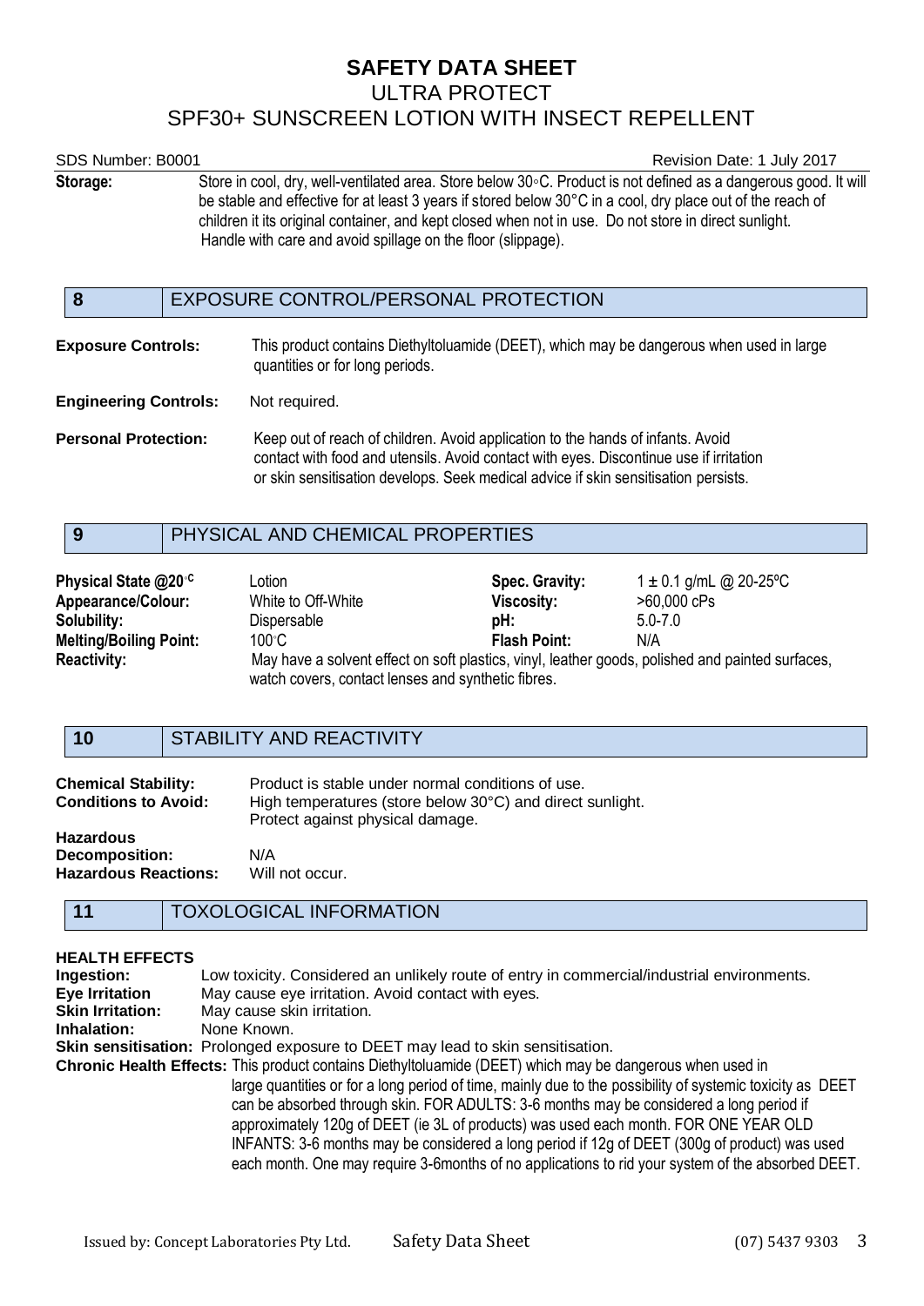# SAFETY DATA SHEET

ULTRA PROTECT

SPF30+ SUNSCREEN LOTION WITH INSECT REPELLENT

SDS Number: B0001 Revision Date: 1 July 2017

**Storage:** Store in cool, dry, well-ventilated area. Store below 30◦C. Product is not defined as a dangerous good. It will be stable and effective for at least 3 years if stored below 30°C in a cool, dry place out of the reach of children it its original container, and kept closed when not in use. Do not store in direct sunlight. Handle with care and avoid spillage on the floor (slippage).

## 8 EXPOSURE CONTROL/PERSONAL PROTECTION

**Exposure Controls:** This product contains Diethyltoluamide (DEET), which may be dangerous when used in large quantities or for long periods.

**Engineering Controls:** Not required.

**Personal Protection:** Keep out of reach of children. Avoid application to the hands of infants. Avoid contact with food and utensils. Avoid contact with eyes. Discontinue use if irritation or skin sensitisation develops. Seek medical advice if skin sensitisation persists.

## 9 PHYSICAL AND CHEMICAL PROPERTIES

| | | | |
|---|---|---|---|
| **Physical State @20◦C** | Lotion | **Spec. Gravity:** | 1 ± 0.1 g/mL @ 20-25ºC |
| **Appearance/Colour:** | White to Off-White | **Viscosity:** | >60,000 cPs |
| **Solubility:** | Dispersable | **pH:** | 5.0-7.0 |
| **Melting/Boiling Point:** | 100◦C | **Flash Point:** | N/A |

**Reactivity:** May have a solvent effect on soft plastics, vinyl, leather goods, polished and painted surfaces, watch covers, contact lenses and synthetic fibres.

## 10 STABILITY AND REACTIVITY

**Chemical Stability:** Product is stable under normal conditions of use.

**Conditions to Avoid:** High temperatures (store below 30°C) and direct sunlight. Protect against physical damage.

**Hazardous Decomposition:** N/A

**Hazardous Reactions:** Will not occur.

## 11 TOXOLOGICAL INFORMATION

**HEALTH EFFECTS**

**Ingestion:** Low toxicity. Considered an unlikely route of entry in commercial/industrial environments.

**Eye Irritation** May cause eye irritation. Avoid contact with eyes.

**Skin Irritation:** May cause skin irritation.

**Inhalation:** None Known.

**Skin sensitisation:** Prolonged exposure to DEET may lead to skin sensitisation.

**Chronic Health Effects:** This product contains Diethyltoluamide (DEET) which may be dangerous when used in large quantities or for a long period of time, mainly due to the possibility of systemic toxicity as DEET can be absorbed through skin. FOR ADULTS: 3-6 months may be considered a long period if approximately 120g of DEET (ie 3L of products) was used each month. FOR ONE YEAR OLD INFANTS: 3-6 months may be considered a long period if 12g of DEET (300g of product) was used each month. One may require 3-6months of no applications to rid your system of the absorbed DEET.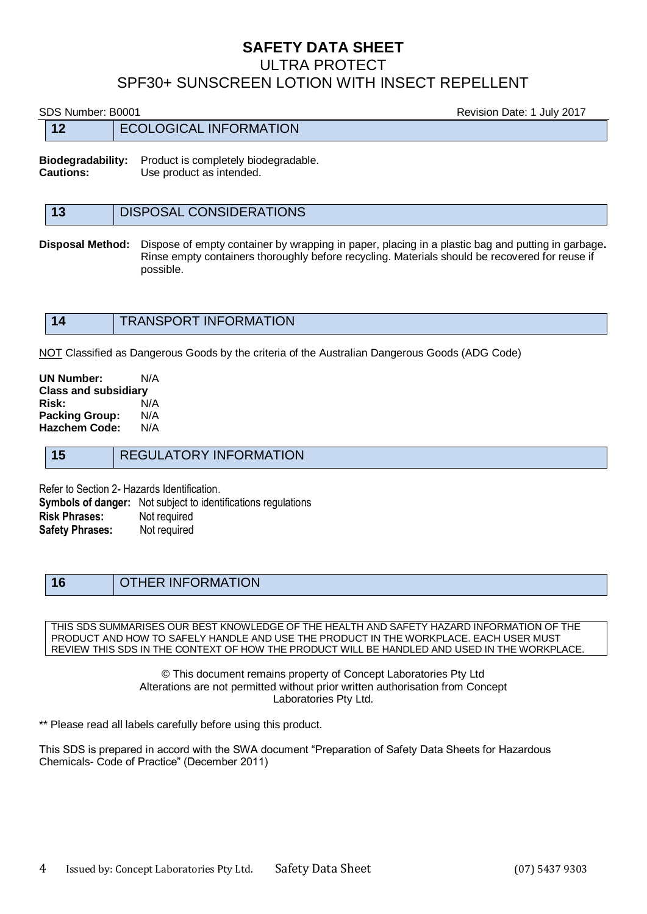# SAFETY DATA SHEET

ULTRA PROTECT
SPF30+ SUNSCREEN LOTION WITH INSECT REPELLENT

SDS Number: B0001 Revision Date: 1 July 2017

## 12 ECOLOGICAL INFORMATION

**Biodegradability:** Product is completely biodegradable.
**Cautions:** Use product as intended.

## 13 DISPOSAL CONSIDERATIONS

**Disposal Method:** Dispose of empty container by wrapping in paper, placing in a plastic bag and putting in garbage**.** Rinse empty containers thoroughly before recycling. Materials should be recovered for reuse if possible.

## 14 TRANSPORT INFORMATION

NOT Classified as Dangerous Goods by the criteria of the Australian Dangerous Goods (ADG Code)

**UN Number:** N/A
**Class and subsidiary Risk:** N/A
**Packing Group:** N/A
**Hazchem Code:** N/A

## 15 REGULATORY INFORMATION

Refer to Section 2- Hazards Identification.
**Symbols of danger:** Not subject to identifications regulations
**Risk Phrases:** Not required
**Safety Phrases:** Not required

## 16 OTHER INFORMATION

THIS SDS SUMMARISES OUR BEST KNOWLEDGE OF THE HEALTH AND SAFETY HAZARD INFORMATION OF THE PRODUCT AND HOW TO SAFELY HANDLE AND USE THE PRODUCT IN THE WORKPLACE. EACH USER MUST REVIEW THIS SDS IN THE CONTEXT OF HOW THE PRODUCT WILL BE HANDLED AND USED IN THE WORKPLACE.

© This document remains property of Concept Laboratories Pty Ltd
Alterations are not permitted without prior written authorisation from Concept Laboratories Pty Ltd.

** Please read all labels carefully before using this product.

This SDS is prepared in accord with the SWA document "Preparation of Safety Data Sheets for Hazardous Chemicals- Code of Practice" (December 2011)